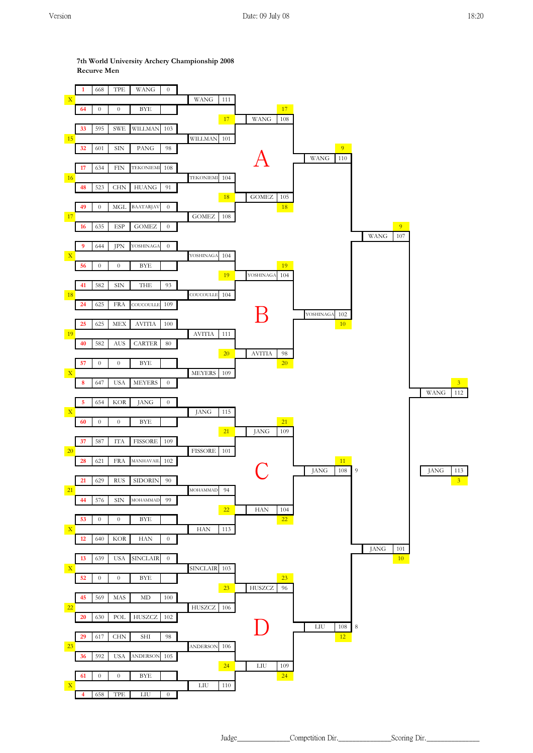Version Date: 09 July 08 18:20

**7th World University Archery Championship 2008**
**Recurve Men**

## Round 1 (1/32)

| Target | Seed | Score | Nation | Name | Result |
|---|---|---|---|---|---|
| X | 1 | 668 | TPE | WANG | 0 |
| | 64 | 0 | 0 | BYE | |
| 15 | 33 | 595 | SWE | WILLMAN | 103 |
| | 32 | 601 | SIN | PANG | 98 |
| 16 | 17 | 634 | FIN | TEKONIEMI | 108 |
| | 48 | 523 | CHN | HUANG | 91 |
| 17 | 49 | 0 | MGL | BAATARJAV | 0 |
| | 16 | 635 | ESP | GOMEZ | 0 |
| X | 9 | 644 | JPN | YOSHINAGA | 0 |
| | 56 | 0 | 0 | BYE | |
| 18 | 41 | 582 | SIN | THE | 93 |
| | 24 | 625 | FRA | COUCOULLE | 109 |
| 19 | 25 | 625 | MEX | AVITIA | 100 |
| | 40 | 582 | AUS | CARTER | 80 |
| X | 57 | 0 | 0 | BYE | |
| | 8 | 647 | USA | MEYERS | 0 |
| X | 5 | 654 | KOR | JANG | 0 |
| | 60 | 0 | 0 | BYE | |
| 20 | 37 | 587 | ITA | FISSORE | 109 |
| | 28 | 621 | FRA | MANHAVAIL | 102 |
| 21 | 21 | 629 | RUS | SIDORIN | 90 |
| | 44 | 576 | SIN | MOHAMMAD | 99 |
| X | 53 | 0 | 0 | BYE | |
| | 12 | 640 | KOR | HAN | 0 |
| X | 13 | 639 | USA | SINCLAIR | 0 |
| | 52 | 0 | 0 | BYE | |
| 22 | 45 | 569 | MAS | MD | 100 |
| | 20 | 630 | POL | HUSZCZ | 102 |
| 23 | 29 | 617 | CHN | SHI | 98 |
| | 36 | 592 | USA | ANDERSON | 105 |
| X | 61 | 0 | 0 | BYE | |
| | 4 | 658 | TPE | LIU | 0 |

## Round 2 (1/16)

| Section | Name | Score | Target |
|---|---|---|---|
| A | WANG | 111 | 17 |
| A | WILLMAN | 101 | |
| A | TEKONIEMI | 104 | 18 |
| A | GOMEZ | 108 | |
| B | YOSHINAGA | 104 | 19 |
| B | COUCOULLE | 104 | |
| B | AVITIA | 111 | 20 |
| B | MEYERS | 109 | |
| C | JANG | 115 | 21 |
| C | FISSORE | 101 | |
| C | MOHAMMAD | 94 | 22 |
| C | HAN | 113 | |
| D | SINCLAIR | 103 | 23 |
| D | HUSZCZ | 106 | |
| D | ANDERSON | 106 | 24 |
| D | LIU | 110 | |

## Round 3 (1/8)

| Section | Name | Score | Target |
|---|---|---|---|
| A | WANG | 108 | 17 |
| A | GOMEZ | 105 | 18 |
| B | YOSHINAGA | 104 | 19 |
| B | AVITIA | 98 | 20 |
| C | JANG | 109 | 21 |
| C | HAN | 104 | 22 |
| D | HUSZCZ | 96 | 23 |
| D | LIU | 109 | 24 |

## Quarterfinals

| Name | Score | Target |
|---|---|---|
| WANG | 110 | 9 |
| YOSHINAGA | 102 | 10 |
| JANG | 108 (9) | 11 |
| LIU | 108 (8) | 12 |

## Semifinals

| Name | Score | Target |
|---|---|---|
| WANG | 107 | 9 |
| JANG | 101 | 10 |

## Final

| Name | Score | Target |
|---|---|---|
| WANG | 112 | 3 |
| JANG | 113 | 3 |

Judge_______________Competition Dir._______________Scoring Dir._______________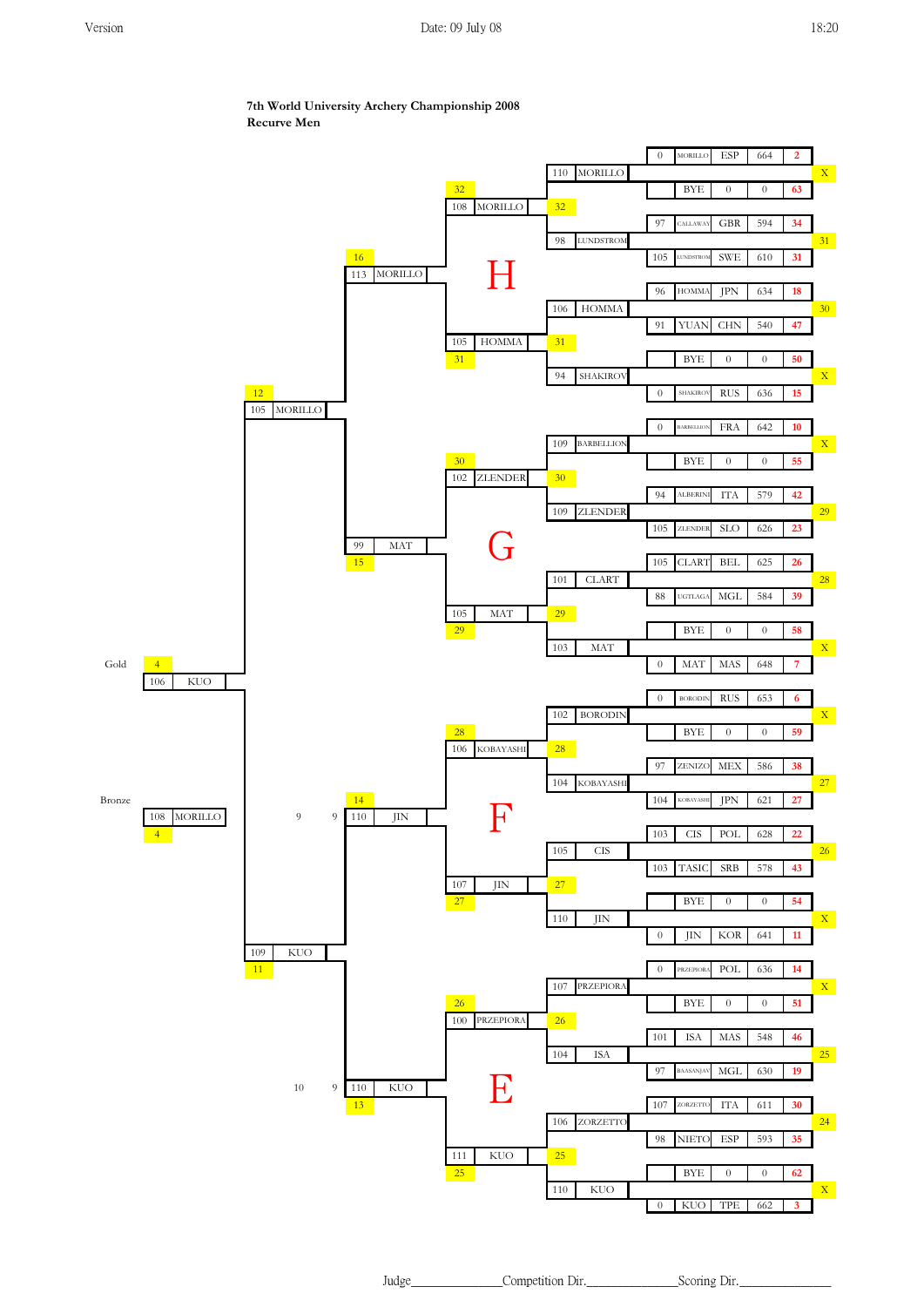**7th World University Archery Championship 2008**
**Recurve Men**

## 1/32 Eliminations

| Section | Score | Name | Country | Qualification | Rank | Match |
|---|---|---|---|---|---|---|
| H | 0 | MORILLO | ESP | 664 | 2 | X |
| H | | BYE | 0 | 0 | 63 | |
| H | 97 | CALLAWAY | GBR | 594 | 34 | 31 |
| H | 105 | LUNDSTROM | SWE | 610 | 31 | |
| H | 96 | HOMMA | JPN | 634 | 18 | 30 |
| H | 91 | YUAN | CHN | 540 | 47 | |
| H | | BYE | 0 | 0 | 50 | X |
| H | 0 | SHAKIROV | RUS | 636 | 15 | |
| G | 0 | BARBELLION | FRA | 642 | 10 | X |
| G | | BYE | 0 | 0 | 55 | |
| G | 94 | ALBERINI | ITA | 579 | 42 | 29 |
| G | 105 | ZLENDER | SLO | 626 | 23 | |
| G | 105 | CLART | BEL | 625 | 26 | 28 |
| G | 88 | UGTLAGA | MGL | 584 | 39 | |
| G | | BYE | 0 | 0 | 58 | X |
| G | 0 | MAT | MAS | 648 | 7 | |
| F | 0 | BORODIN | RUS | 653 | 6 | X |
| F | | BYE | 0 | 0 | 59 | |
| F | 97 | ZENIZO | MEX | 586 | 38 | 27 |
| F | 104 | KOBAYASHI | JPN | 621 | 27 | |
| F | 103 | CIS | POL | 628 | 22 | 26 |
| F | 103 | TASIC | SRB | 578 | 43 | |
| F | | BYE | 0 | 0 | 54 | X |
| F | 0 | JIN | KOR | 641 | 11 | |
| E | 0 | PRZEPIORA | POL | 636 | 14 | X |
| E | | BYE | 0 | 0 | 51 | |
| E | 101 | ISA | MAS | 548 | 46 | 25 |
| E | 97 | BAASANJAV | MGL | 630 | 19 | |
| E | 107 | ZORZETTO | ITA | 611 | 30 | 24 |
| E | 98 | NIETO | ESP | 593 | 35 | |
| E | | BYE | 0 | 0 | 62 | X |
| E | 0 | KUO | TPE | 662 | 3 | |

## 1/16 Eliminations

| Section | Score | Name | Match |
|---|---|---|---|
| H | 110 | MORILLO | 32 |
| H | 98 | LUNDSTROM | |
| H | 106 | HOMMA | 31 |
| H | 94 | SHAKIROV | |
| G | 109 | BARBELLION | 30 |
| G | 109 | ZLENDER | |
| G | 101 | CLART | 29 |
| G | 103 | MAT | |
| F | 102 | BORODIN | 28 |
| F | 104 | KOBAYASHI | |
| F | 105 | CIS | 27 |
| F | 110 | JIN | |
| E | 107 | PRZEPIORA | 26 |
| E | 104 | ISA | |
| E | 106 | ZORZETTO | 25 |
| E | 110 | KUO | |

## 1/8 Eliminations

| Section | Match | Score | Name |
|---|---|---|---|
| H | 32 | 108 | MORILLO |
| H | 31 | 105 | HOMMA |
| G | 30 | 102 | ZLENDER |
| G | 29 | 105 | MAT |
| F | 28 | 106 | KOBAYASHI |
| F | 27 | 107 | JIN |
| E | 26 | 100 | PRZEPIORA |
| E | 25 | 111 | KUO |

## Quarterfinals

| Match | Score | Name | Shoot-off |
|---|---|---|---|
| 16 | 113 | MORILLO | |
| 15 | 99 | MAT | |
| 14 | 110 | JIN | 9 / 9 |
| 13 | 110 | KUO | 10 / 9 |

## Semifinals

| Match | Score | Name |
|---|---|---|
| 12 | 105 | MORILLO |
| 11 | 109 | KUO |

## Finals

| | Match | Score | Name |
|---|---|---|---|
| Gold | 4 | 106 | KUO |
| Bronze | 4 | 108 | MORILLO |

Judge______________Competition Dir.______________Scoring Dir.______________